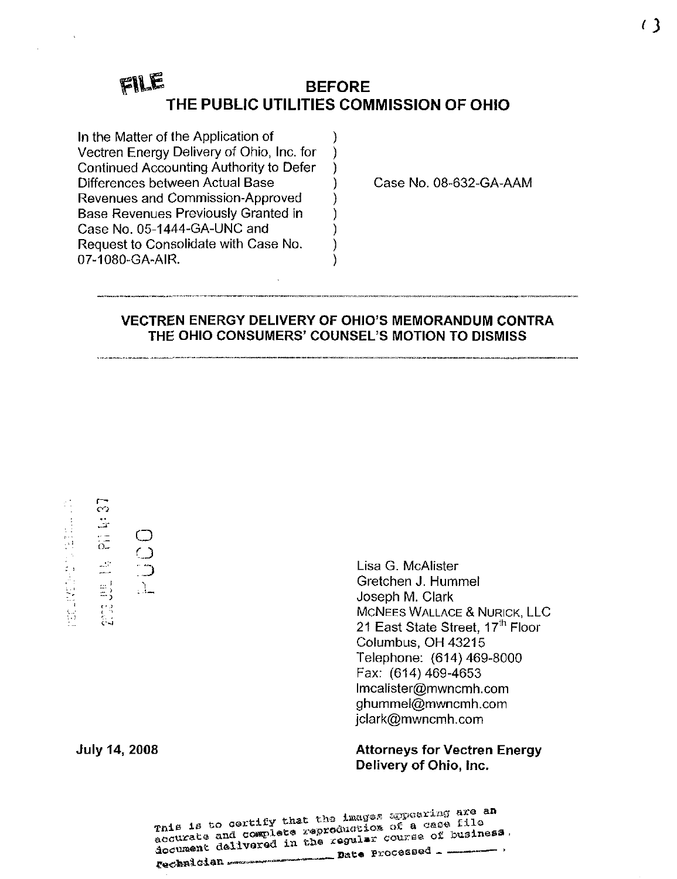FILE

# BEFORE
# THE PUBLIC UTILITIES COMMISSION OF OHIO

| | | |
|---|---|---|
| In the Matter of the Application of Vectren Energy Delivery of Ohio, Inc. for Continued Accounting Authority to Defer Differences between Actual Base Revenues and Commission-Approved Base Revenues Previously Granted in Case No. 05-1444-GA-UNC and Request to Consolidate with Case No. 07-1080-GA-AIR. | ) | Case No. 08-632-GA-AAM |

## VECTREN ENERGY DELIVERY OF OHIO'S MEMORANDUM CONTRA THE OHIO CONSUMERS' COUNSEL'S MOTION TO DISMISS

2008 JUL 14 PM 4:37

PUCO

Lisa G. McAlister
Gretchen J. Hummel
Joseph M. Clark
McNees Wallace & Nurick, LLC
21 East State Street, 17th Floor
Columbus, OH 43215
Telephone: (614) 469-8000
Fax: (614) 469-4653
lmcalister@mwncmh.com
ghummel@mwncmh.com
jclark@mwncmh.com

**July 14, 2008**

**Attorneys for Vectren Energy Delivery of Ohio, Inc.**

This is to certify that the images appearing are an accurate and complete reproduction of a case file document delivered in the regular course of business. Technician ______ Date Processed ______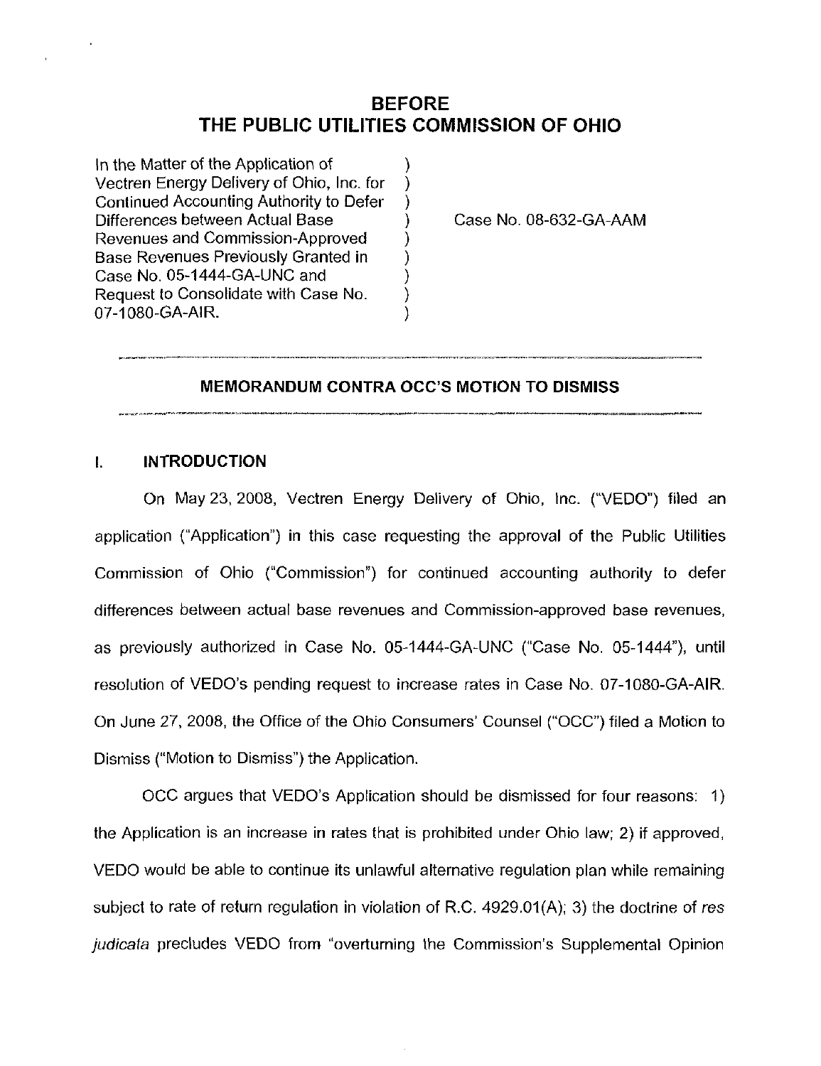# BEFORE
# THE PUBLIC UTILITIES COMMISSION OF OHIO

In the Matter of the Application of Vectren Energy Delivery of Ohio, Inc. for Continued Accounting Authority to Defer Differences between Actual Base Revenues and Commission-Approved Base Revenues Previously Granted in Case No. 05-1444-GA-UNC and Request to Consolidate with Case No. 07-1080-GA-AIR.

Case No. 08-632-GA-AAM

## MEMORANDUM CONTRA OCC'S MOTION TO DISMISS

### I. INTRODUCTION

On May 23, 2008, Vectren Energy Delivery of Ohio, Inc. ("VEDO") filed an application ("Application") in this case requesting the approval of the Public Utilities Commission of Ohio ("Commission") for continued accounting authority to defer differences between actual base revenues and Commission-approved base revenues, as previously authorized in Case No. 05-1444-GA-UNC ("Case No. 05-1444"), until resolution of VEDO's pending request to increase rates in Case No. 07-1080-GA-AIR. On June 27, 2008, the Office of the Ohio Consumers' Counsel ("OCC") filed a Motion to Dismiss ("Motion to Dismiss") the Application.

OCC argues that VEDO's Application should be dismissed for four reasons: 1) the Application is an increase in rates that is prohibited under Ohio law; 2) if approved, VEDO would be able to continue its unlawful alternative regulation plan while remaining subject to rate of return regulation in violation of R.C. 4929.01(A); 3) the doctrine of *res judicata* precludes VEDO from "overturning the Commission's Supplemental Opinion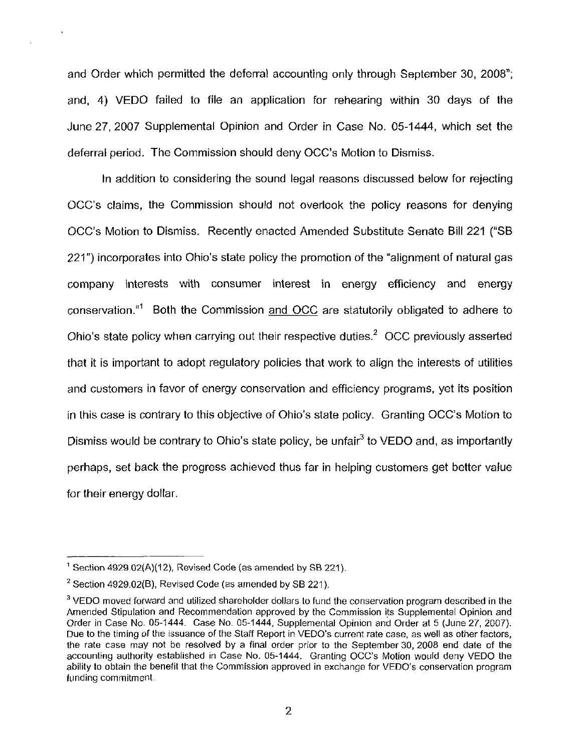and Order which permitted the deferral accounting only through September 30, 2008"; and, 4) VEDO failed to file an application for rehearing within 30 days of the June 27, 2007 Supplemental Opinion and Order in Case No. 05-1444, which set the deferral period. The Commission should deny OCC's Motion to Dismiss.

In addition to considering the sound legal reasons discussed below for rejecting OCC's claims, the Commission should not overlook the policy reasons for denying OCC's Motion to Dismiss. Recently enacted Amended Substitute Senate Bill 221 ("SB 221") incorporates into Ohio's state policy the promotion of the "alignment of natural gas company interests with consumer interest in energy efficiency and energy conservation."[1] Both the Commission and OCC are statutorily obligated to adhere to Ohio's state policy when carrying out their respective duties.[2] OCC previously asserted that it is important to adopt regulatory policies that work to align the interests of utilities and customers in favor of energy conservation and efficiency programs, yet its position in this case is contrary to this objective of Ohio's state policy. Granting OCC's Motion to Dismiss would be contrary to Ohio's state policy, be unfair[3] to VEDO and, as importantly perhaps, set back the progress achieved thus far in helping customers get better value for their energy dollar.

[1] Section 4929.02(A)(12), Revised Code (as amended by SB 221).

[2] Section 4929.02(B), Revised Code (as amended by SB 221).

[3] VEDO moved forward and utilized shareholder dollars to fund the conservation program described in the Amended Stipulation and Recommendation approved by the Commission its Supplemental Opinion and Order in Case No. 05-1444. Case No. 05-1444, Supplemental Opinion and Order at 5 (June 27, 2007). Due to the timing of the issuance of the Staff Report in VEDO's current rate case, as well as other factors, the rate case may not be resolved by a final order prior to the September 30, 2008 end date of the accounting authority established in Case No. 05-1444. Granting OCC's Motion would deny VEDO the ability to obtain the benefit that the Commission approved in exchange for VEDO's conservation program funding commitment.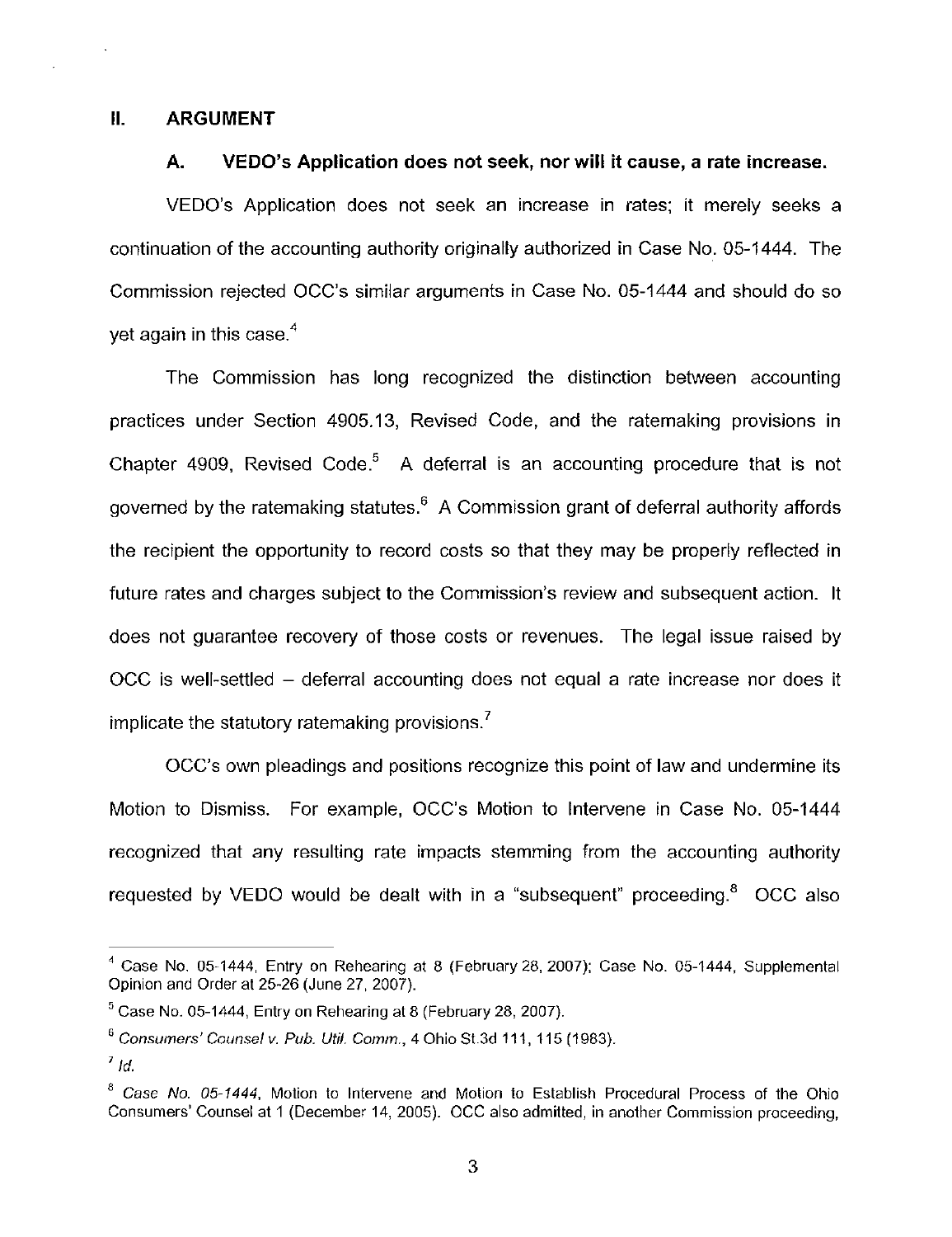## II. ARGUMENT

### A. VEDO's Application does not seek, nor will it cause, a rate increase.

VEDO's Application does not seek an increase in rates; it merely seeks a continuation of the accounting authority originally authorized in Case No. 05-1444. The Commission rejected OCC's similar arguments in Case No. 05-1444 and should do so yet again in this case.[4]

The Commission has long recognized the distinction between accounting practices under Section 4905.13, Revised Code, and the ratemaking provisions in Chapter 4909, Revised Code.[5] A deferral is an accounting procedure that is not governed by the ratemaking statutes.[6] A Commission grant of deferral authority affords the recipient the opportunity to record costs so that they may be properly reflected in future rates and charges subject to the Commission's review and subsequent action. It does not guarantee recovery of those costs or revenues. The legal issue raised by OCC is well-settled – deferral accounting does not equal a rate increase nor does it implicate the statutory ratemaking provisions.[7]

OCC's own pleadings and positions recognize this point of law and undermine its Motion to Dismiss. For example, OCC's Motion to Intervene in Case No. 05-1444 recognized that any resulting rate impacts stemming from the accounting authority requested by VEDO would be dealt with in a "subsequent" proceeding.[8] OCC also

---

[4] Case No. 05-1444, Entry on Rehearing at 8 (February 28, 2007); Case No. 05-1444, Supplemental Opinion and Order at 25-26 (June 27, 2007).

[5] Case No. 05-1444, Entry on Rehearing at 8 (February 28, 2007).

[6] *Consumers' Counsel v. Pub. Util. Comm.*, 4 Ohio St.3d 111, 115 (1983).

[7] *Id.*

[8] *Case No. 05-1444*, Motion to Intervene and Motion to Establish Procedural Process of the Ohio Consumers' Counsel at 1 (December 14, 2005). OCC also admitted, in another Commission proceeding,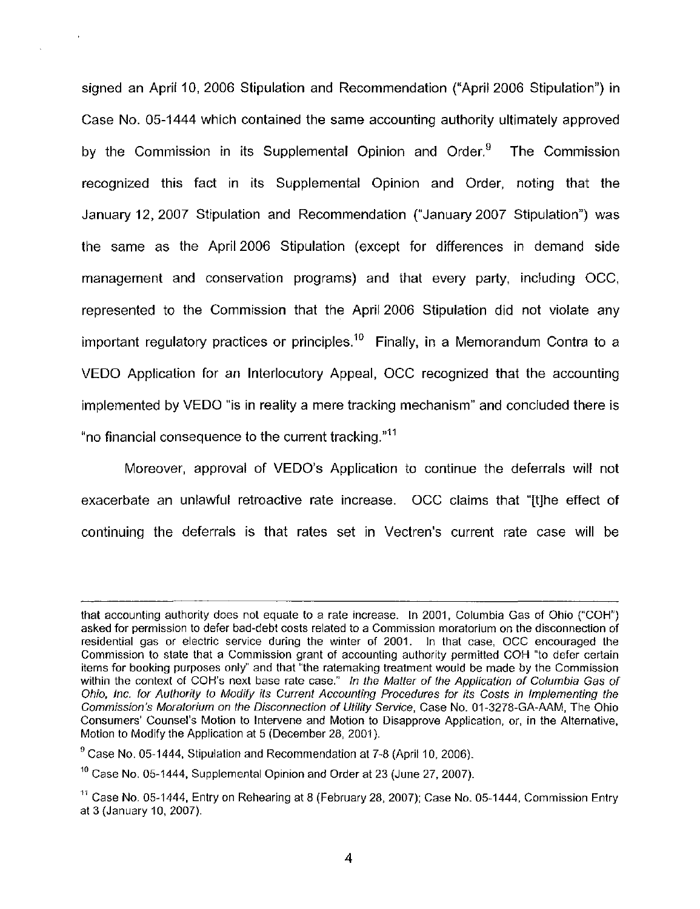signed an April 10, 2006 Stipulation and Recommendation ("April 2006 Stipulation") in Case No. 05-1444 which contained the same accounting authority ultimately approved by the Commission in its Supplemental Opinion and Order.[9] The Commission recognized this fact in its Supplemental Opinion and Order, noting that the January 12, 2007 Stipulation and Recommendation ("January 2007 Stipulation") was the same as the April 2006 Stipulation (except for differences in demand side management and conservation programs) and that every party, including OCC, represented to the Commission that the April 2006 Stipulation did not violate any important regulatory practices or principles.[10] Finally, in a Memorandum Contra to a VEDO Application for an Interlocutory Appeal, OCC recognized that the accounting implemented by VEDO "is in reality a mere tracking mechanism" and concluded there is "no financial consequence to the current tracking."[11]

Moreover, approval of VEDO's Application to continue the deferrals will not exacerbate an unlawful retroactive rate increase. OCC claims that "[t]he effect of continuing the deferrals is that rates set in Vectren's current rate case will be

---

that accounting authority does not equate to a rate increase. In 2001, Columbia Gas of Ohio ("COH") asked for permission to defer bad-debt costs related to a Commission moratorium on the disconnection of residential gas or electric service during the winter of 2001. In that case, OCC encouraged the Commission to state that a Commission grant of accounting authority permitted COH "to defer certain items for booking purposes only" and that "the ratemaking treatment would be made by the Commission within the context of COH's next base rate case." *In the Matter of the Application of Columbia Gas of Ohio, Inc. for Authority to Modify its Current Accounting Procedures for its Costs in Implementing the Commission's Moratorium on the Disconnection of Utility Service*, Case No. 01-3278-GA-AAM, The Ohio Consumers' Counsel's Motion to Intervene and Motion to Disapprove Application, or, in the Alternative, Motion to Modify the Application at 5 (December 28, 2001).

[9] Case No. 05-1444, Stipulation and Recommendation at 7-8 (April 10, 2006).

[10] Case No. 05-1444, Supplemental Opinion and Order at 23 (June 27, 2007).

[11] Case No. 05-1444, Entry on Rehearing at 8 (February 28, 2007); Case No. 05-1444, Commission Entry at 3 (January 10, 2007).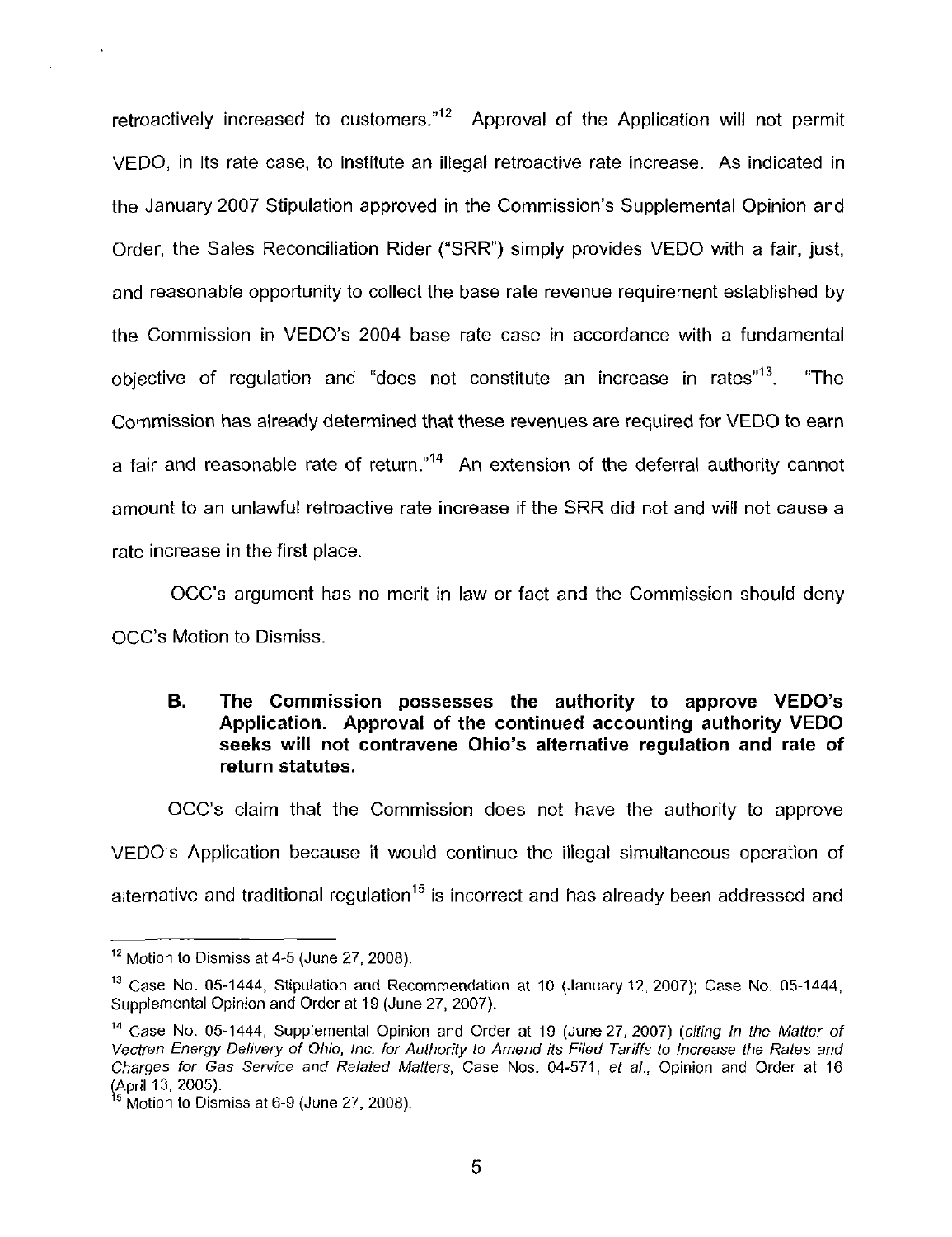retroactively increased to customers."[12] Approval of the Application will not permit VEDO, in its rate case, to institute an illegal retroactive rate increase. As indicated in the January 2007 Stipulation approved in the Commission's Supplemental Opinion and Order, the Sales Reconciliation Rider ("SRR") simply provides VEDO with a fair, just, and reasonable opportunity to collect the base rate revenue requirement established by the Commission in VEDO's 2004 base rate case in accordance with a fundamental objective of regulation and "does not constitute an increase in rates"[13]. "The Commission has already determined that these revenues are required for VEDO to earn a fair and reasonable rate of return."[14] An extension of the deferral authority cannot amount to an unlawful retroactive rate increase if the SRR did not and will not cause a rate increase in the first place.

OCC's argument has no merit in law or fact and the Commission should deny OCC's Motion to Dismiss.

### B. The Commission possesses the authority to approve VEDO's Application. Approval of the continued accounting authority VEDO seeks will not contravene Ohio's alternative regulation and rate of return statutes.

OCC's claim that the Commission does not have the authority to approve VEDO's Application because it would continue the illegal simultaneous operation of alternative and traditional regulation[15] is incorrect and has already been addressed and

---

[12] Motion to Dismiss at 4-5 (June 27, 2008).

[13] Case No. 05-1444, Stipulation and Recommendation at 10 (January 12, 2007); Case No. 05-1444, Supplemental Opinion and Order at 19 (June 27, 2007).

[14] Case No. 05-1444, Supplemental Opinion and Order at 19 (June 27, 2007) (*citing In the Matter of Vectren Energy Delivery of Ohio, Inc. for Authority to Amend its Filed Tariffs to Increase the Rates and Charges for Gas Service and Related Matters*, Case Nos. 04-571, *et al.*, Opinion and Order at 16 (April 13, 2005).

[15] Motion to Dismiss at 6-9 (June 27, 2008).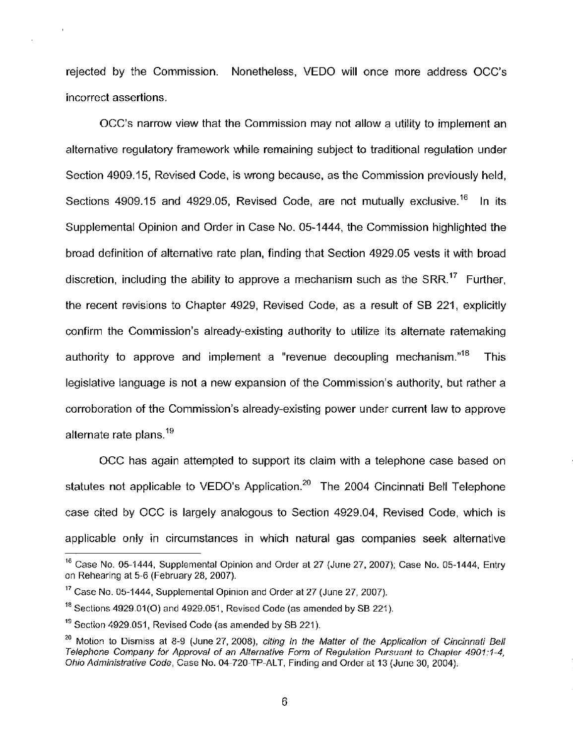rejected by the Commission. Nonetheless, VEDO will once more address OCC's incorrect assertions.

OCC's narrow view that the Commission may not allow a utility to implement an alternative regulatory framework while remaining subject to traditional regulation under Section 4909.15, Revised Code, is wrong because, as the Commission previously held, Sections 4909.15 and 4929.05, Revised Code, are not mutually exclusive.[16] In its Supplemental Opinion and Order in Case No. 05-1444, the Commission highlighted the broad definition of alternative rate plan, finding that Section 4929.05 vests it with broad discretion, including the ability to approve a mechanism such as the SRR.[17] Further, the recent revisions to Chapter 4929, Revised Code, as a result of SB 221, explicitly confirm the Commission's already-existing authority to utilize its alternate ratemaking authority to approve and implement a "revenue decoupling mechanism."[18] This legislative language is not a new expansion of the Commission's authority, but rather a corroboration of the Commission's already-existing power under current law to approve alternate rate plans.[19]

OCC has again attempted to support its claim with a telephone case based on statutes not applicable to VEDO's Application.[20] The 2004 Cincinnati Bell Telephone case cited by OCC is largely analogous to Section 4929.04, Revised Code, which is applicable only in circumstances in which natural gas companies seek alternative

---

[16] Case No. 05-1444, Supplemental Opinion and Order at 27 (June 27, 2007); Case No. 05-1444, Entry on Rehearing at 5-6 (February 28, 2007).

[17] Case No. 05-1444, Supplemental Opinion and Order at 27 (June 27, 2007).

[18] Sections 4929.01(O) and 4929.051, Revised Code (as amended by SB 221).

[19] Section 4929.051, Revised Code (as amended by SB 221).

[20] Motion to Dismiss at 8-9 (June 27, 2008), *citing In the Matter of the Application of Cincinnati Bell Telephone Company for Approval of an Alternative Form of Regulation Pursuant to Chapter 4901:1-4, Ohio Administrative Code*, Case No. 04-720-TP-ALT, Finding and Order at 13 (June 30, 2004).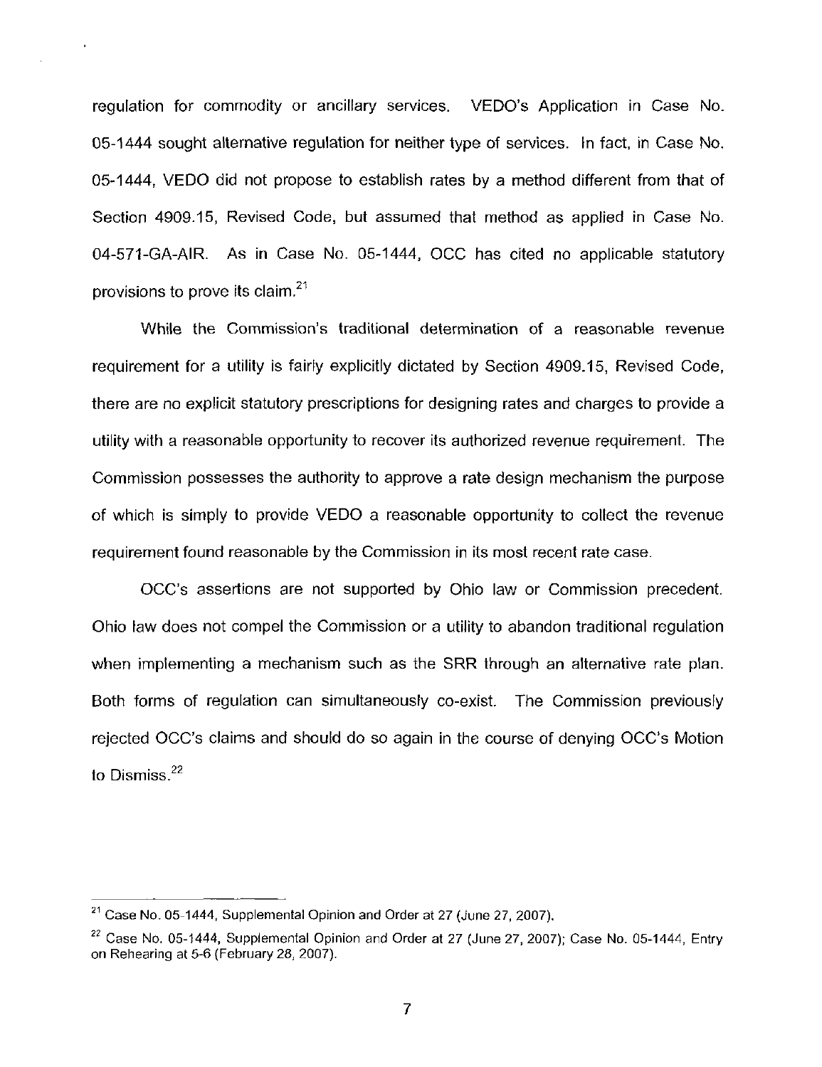regulation for commodity or ancillary services. VEDO's Application in Case No. 05-1444 sought alternative regulation for neither type of services. In fact, in Case No. 05-1444, VEDO did not propose to establish rates by a method different from that of Section 4909.15, Revised Code, but assumed that method as applied in Case No. 04-571-GA-AIR. As in Case No. 05-1444, OCC has cited no applicable statutory provisions to prove its claim.[21]

While the Commission's traditional determination of a reasonable revenue requirement for a utility is fairly explicitly dictated by Section 4909.15, Revised Code, there are no explicit statutory prescriptions for designing rates and charges to provide a utility with a reasonable opportunity to recover its authorized revenue requirement. The Commission possesses the authority to approve a rate design mechanism the purpose of which is simply to provide VEDO a reasonable opportunity to collect the revenue requirement found reasonable by the Commission in its most recent rate case.

OCC's assertions are not supported by Ohio law or Commission precedent. Ohio law does not compel the Commission or a utility to abandon traditional regulation when implementing a mechanism such as the SRR through an alternative rate plan. Both forms of regulation can simultaneously co-exist. The Commission previously rejected OCC's claims and should do so again in the course of denying OCC's Motion to Dismiss.[22]

---

[21] Case No. 05-1444, Supplemental Opinion and Order at 27 (June 27, 2007).

[22] Case No. 05-1444, Supplemental Opinion and Order at 27 (June 27, 2007); Case No. 05-1444, Entry on Rehearing at 5-6 (February 28, 2007).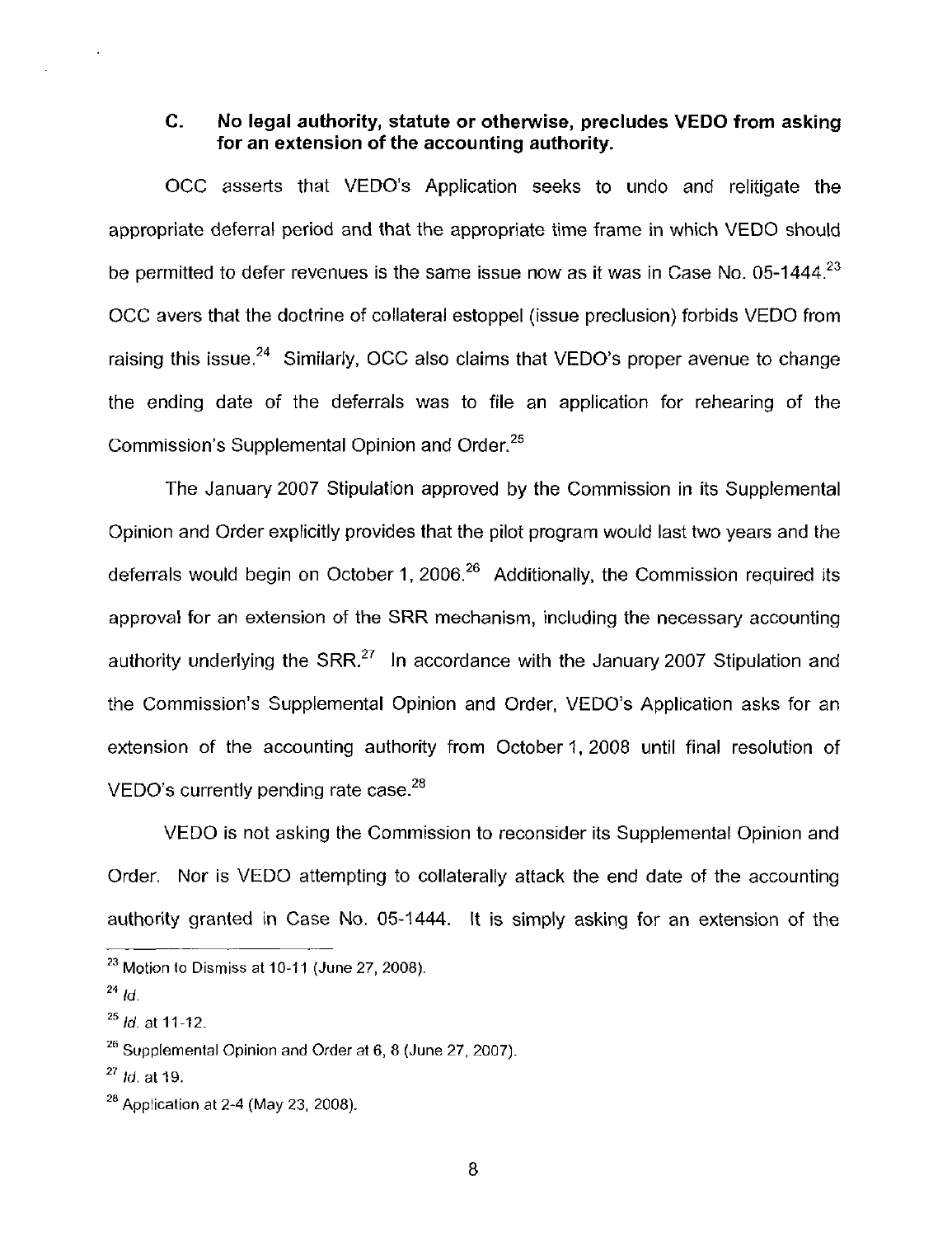### C. No legal authority, statute or otherwise, precludes VEDO from asking for an extension of the accounting authority.

OCC asserts that VEDO's Application seeks to undo and relitigate the appropriate deferral period and that the appropriate time frame in which VEDO should be permitted to defer revenues is the same issue now as it was in Case No. 05-1444.[23] OCC avers that the doctrine of collateral estoppel (issue preclusion) forbids VEDO from raising this issue.[24] Similarly, OCC also claims that VEDO's proper avenue to change the ending date of the deferrals was to file an application for rehearing of the Commission's Supplemental Opinion and Order.[25]

The January 2007 Stipulation approved by the Commission in its Supplemental Opinion and Order explicitly provides that the pilot program would last two years and the deferrals would begin on October 1, 2006.[26] Additionally, the Commission required its approval for an extension of the SRR mechanism, including the necessary accounting authority underlying the SRR.[27] In accordance with the January 2007 Stipulation and the Commission's Supplemental Opinion and Order, VEDO's Application asks for an extension of the accounting authority from October 1, 2008 until final resolution of VEDO's currently pending rate case.[28]

VEDO is not asking the Commission to reconsider its Supplemental Opinion and Order. Nor is VEDO attempting to collaterally attack the end date of the accounting authority granted in Case No. 05-1444. It is simply asking for an extension of the

---

[23] Motion to Dismiss at 10-11 (June 27, 2008).

[24] *Id.*

[25] *Id.* at 11-12.

[26] Supplemental Opinion and Order at 6, 8 (June 27, 2007).

[27] *Id.* at 19.

[28] Application at 2-4 (May 23, 2008).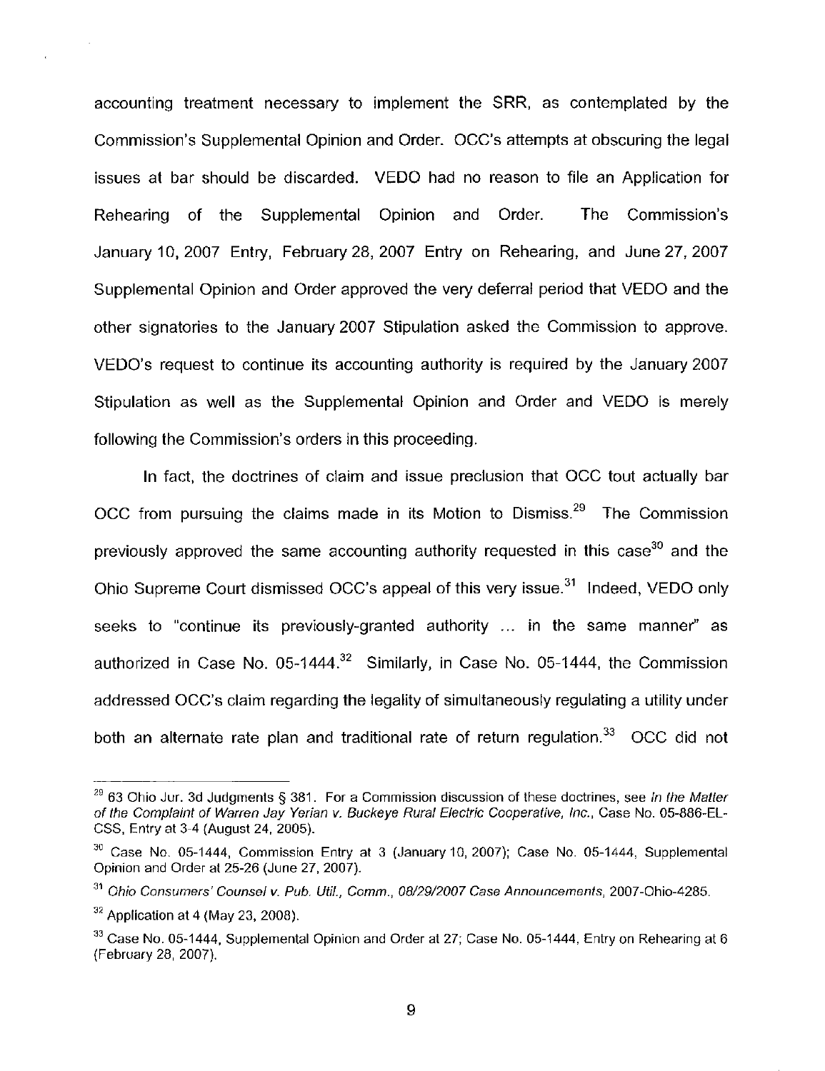accounting treatment necessary to implement the SRR, as contemplated by the Commission's Supplemental Opinion and Order. OCC's attempts at obscuring the legal issues at bar should be discarded. VEDO had no reason to file an Application for Rehearing of the Supplemental Opinion and Order. The Commission's January 10, 2007 Entry, February 28, 2007 Entry on Rehearing, and June 27, 2007 Supplemental Opinion and Order approved the very deferral period that VEDO and the other signatories to the January 2007 Stipulation asked the Commission to approve. VEDO's request to continue its accounting authority is required by the January 2007 Stipulation as well as the Supplemental Opinion and Order and VEDO is merely following the Commission's orders in this proceeding.

In fact, the doctrines of claim and issue preclusion that OCC tout actually bar OCC from pursuing the claims made in its Motion to Dismiss.[29] The Commission previously approved the same accounting authority requested in this case[30] and the Ohio Supreme Court dismissed OCC's appeal of this very issue.[31] Indeed, VEDO only seeks to "continue its previously-granted authority ... in the same manner" as authorized in Case No. 05-1444.[32] Similarly, in Case No. 05-1444, the Commission addressed OCC's claim regarding the legality of simultaneously regulating a utility under both an alternate rate plan and traditional rate of return regulation.[33] OCC did not

---

[29] 63 Ohio Jur. 3d Judgments § 381. For a Commission discussion of these doctrines, see *In the Matter of the Complaint of Warren Jay Yerian v. Buckeye Rural Electric Cooperative, Inc.*, Case No. 05-886-EL-CSS, Entry at 3-4 (August 24, 2005).

[30] Case No. 05-1444, Commission Entry at 3 (January 10, 2007); Case No. 05-1444, Supplemental Opinion and Order at 25-26 (June 27, 2007).

[31] *Ohio Consumers' Counsel v. Pub. Util., Comm., 08/29/2007 Case Announcements*, 2007-Ohio-4285.

[32] Application at 4 (May 23, 2008).

[33] Case No. 05-1444, Supplemental Opinion and Order at 27; Case No. 05-1444, Entry on Rehearing at 6 (February 28, 2007).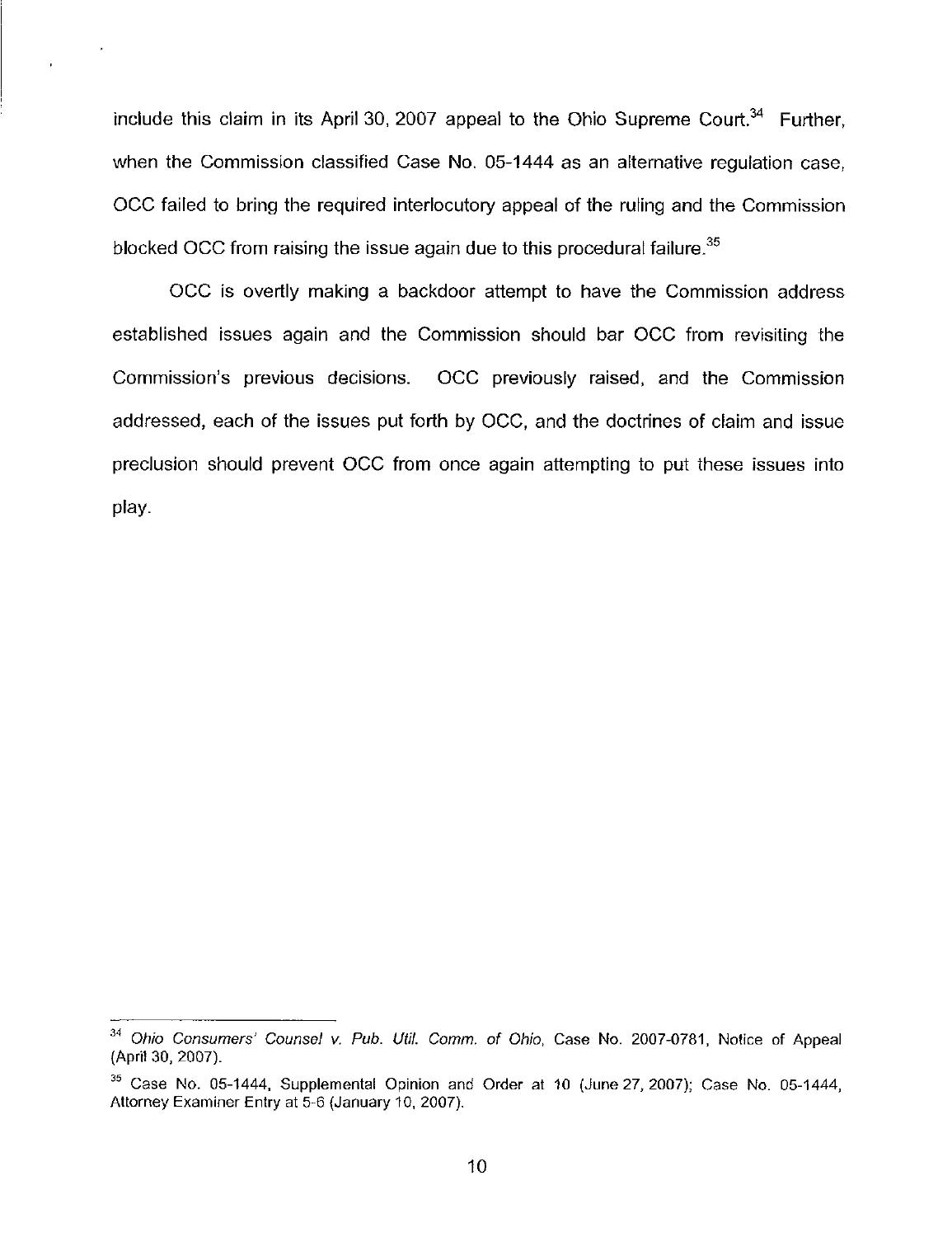include this claim in its April 30, 2007 appeal to the Ohio Supreme Court.[34] Further, when the Commission classified Case No. 05-1444 as an alternative regulation case, OCC failed to bring the required interlocutory appeal of the ruling and the Commission blocked OCC from raising the issue again due to this procedural failure.[35]

OCC is overtly making a backdoor attempt to have the Commission address established issues again and the Commission should bar OCC from revisiting the Commission's previous decisions. OCC previously raised, and the Commission addressed, each of the issues put forth by OCC, and the doctrines of claim and issue preclusion should prevent OCC from once again attempting to put these issues into play.

---

[34] *Ohio Consumers' Counsel v. Pub. Util. Comm. of Ohio*, Case No. 2007-0781, Notice of Appeal (April 30, 2007).

[35] Case No. 05-1444, Supplemental Opinion and Order at 10 (June 27, 2007); Case No. 05-1444, Attorney Examiner Entry at 5-6 (January 10, 2007).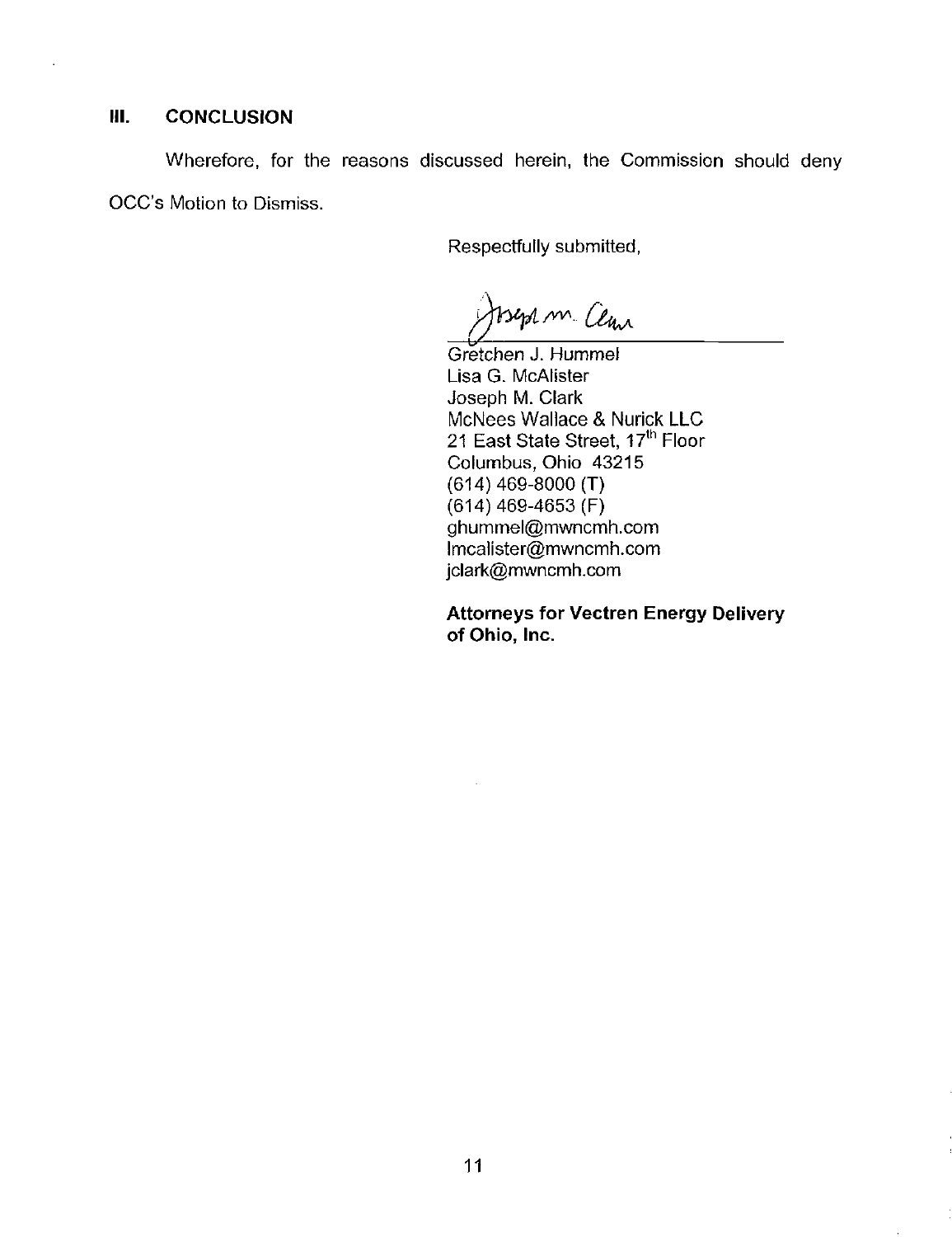## III. CONCLUSION

Wherefore, for the reasons discussed herein, the Commission should deny OCC's Motion to Dismiss.

Respectfully submitted,

Gretchen J. Hummel
Lisa G. McAlister
Joseph M. Clark
McNees Wallace & Nurick LLC
21 East State Street, 17th Floor
Columbus, Ohio 43215
(614) 469-8000 (T)
(614) 469-4653 (F)
ghummel@mwncmh.com
lmcalister@mwncmh.com
jclark@mwncmh.com

**Attorneys for Vectren Energy Delivery of Ohio, Inc.**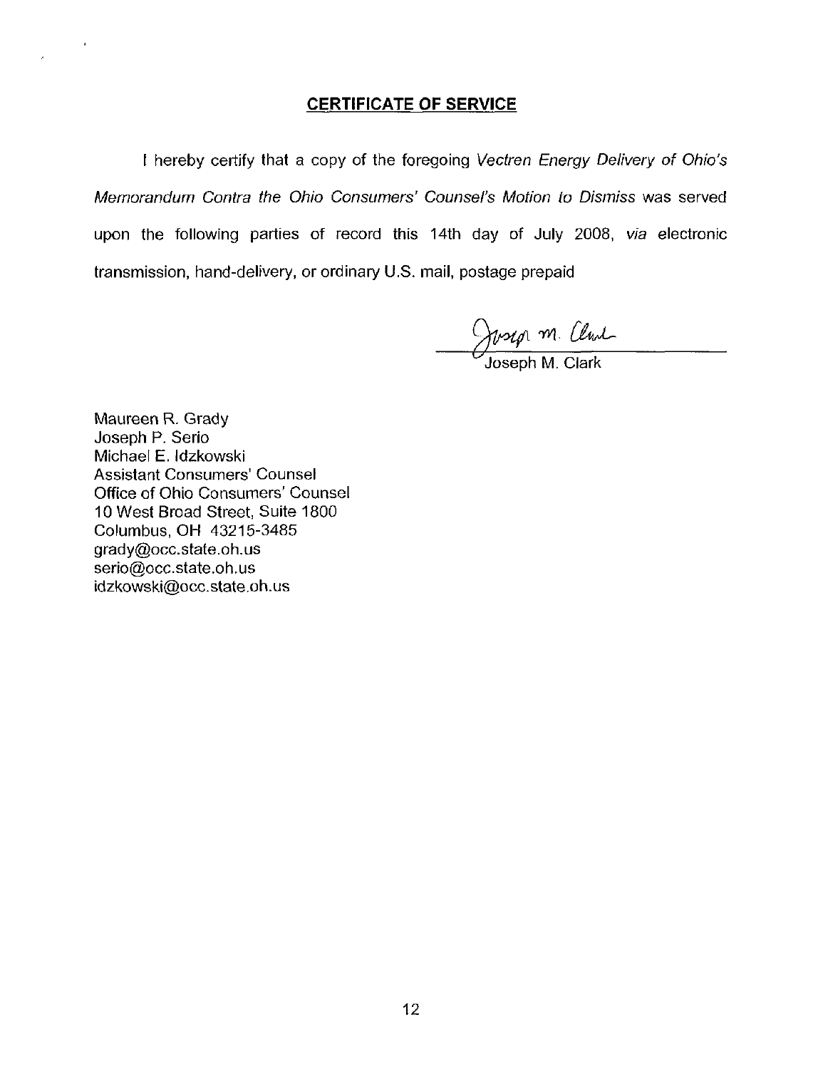## CERTIFICATE OF SERVICE

I hereby certify that a copy of the foregoing *Vectren Energy Delivery of Ohio's Memorandum Contra the Ohio Consumers' Counsel's Motion to Dismiss* was served upon the following parties of record this 14th day of July 2008, *via* electronic transmission, hand-delivery, or ordinary U.S. mail, postage prepaid

Joseph M. Clark

Maureen R. Grady
Joseph P. Serio
Michael E. Idzkowski
Assistant Consumers' Counsel
Office of Ohio Consumers' Counsel
10 West Broad Street, Suite 1800
Columbus, OH 43215-3485
grady@occ.state.oh.us
serio@occ.state.oh.us
idzkowski@occ.state.oh.us